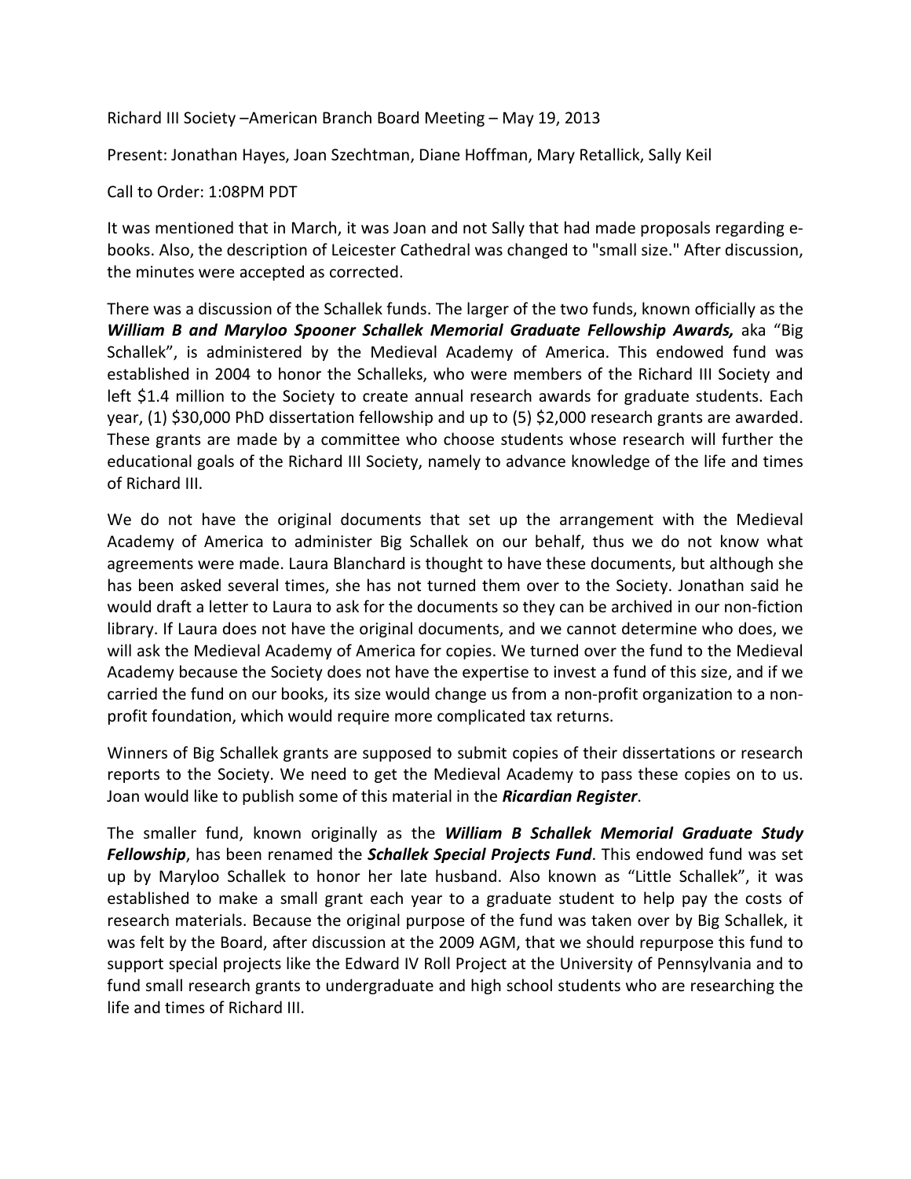Richard III Society –American Branch Board Meeting – May 19, 2013

Present: Jonathan Hayes, Joan Szechtman, Diane Hoffman, Mary Retallick, Sally Keil

Call to Order: 1:08PM PDT

It was mentioned that in March, it was Joan and not Sally that had made proposals regarding e-books. Also, the description of Leicester Cathedral was changed to "small size." After discussion, the minutes were accepted as corrected.

There was a discussion of the Schallek funds. The larger of the two funds, known officially as the ***William B and Maryloo Spooner Schallek Memorial Graduate Fellowship Awards,*** aka "Big Schallek", is administered by the Medieval Academy of America. This endowed fund was established in 2004 to honor the Schalleks, who were members of the Richard III Society and left $1.4 million to the Society to create annual research awards for graduate students. Each year, (1) $30,000 PhD dissertation fellowship and up to (5) $2,000 research grants are awarded. These grants are made by a committee who choose students whose research will further the educational goals of the Richard III Society, namely to advance knowledge of the life and times of Richard III.

We do not have the original documents that set up the arrangement with the Medieval Academy of America to administer Big Schallek on our behalf, thus we do not know what agreements were made. Laura Blanchard is thought to have these documents, but although she has been asked several times, she has not turned them over to the Society. Jonathan said he would draft a letter to Laura to ask for the documents so they can be archived in our non-fiction library. If Laura does not have the original documents, and we cannot determine who does, we will ask the Medieval Academy of America for copies. We turned over the fund to the Medieval Academy because the Society does not have the expertise to invest a fund of this size, and if we carried the fund on our books, its size would change us from a non-profit organization to a non-profit foundation, which would require more complicated tax returns.

Winners of Big Schallek grants are supposed to submit copies of their dissertations or research reports to the Society. We need to get the Medieval Academy to pass these copies on to us. Joan would like to publish some of this material in the ***Ricardian Register***.

The smaller fund, known originally as the ***William B Schallek Memorial Graduate Study Fellowship***, has been renamed the ***Schallek Special Projects Fund***. This endowed fund was set up by Maryloo Schallek to honor her late husband. Also known as "Little Schallek", it was established to make a small grant each year to a graduate student to help pay the costs of research materials. Because the original purpose of the fund was taken over by Big Schallek, it was felt by the Board, after discussion at the 2009 AGM, that we should repurpose this fund to support special projects like the Edward IV Roll Project at the University of Pennsylvania and to fund small research grants to undergraduate and high school students who are researching the life and times of Richard III.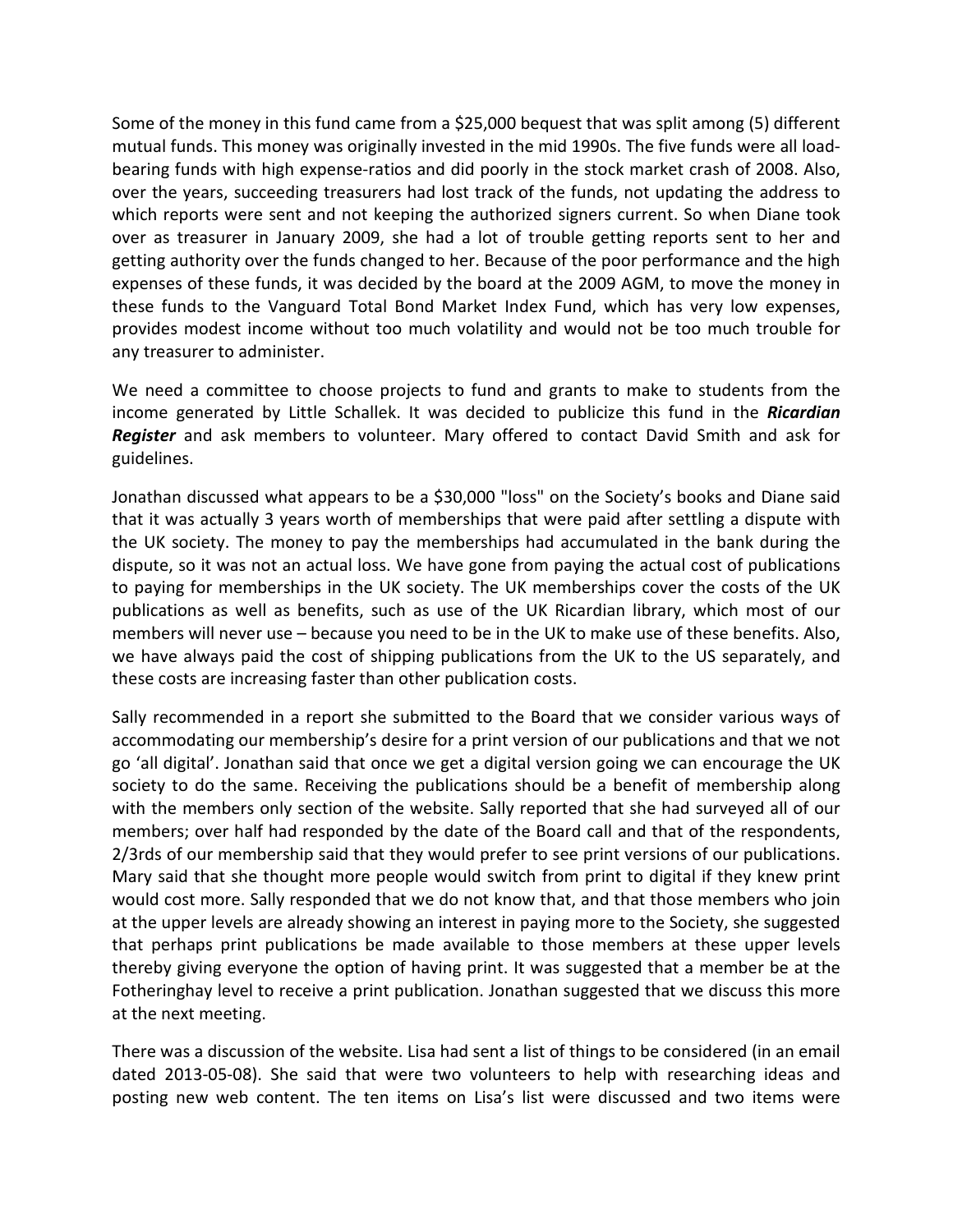Some of the money in this fund came from a $25,000 bequest that was split among (5) different mutual funds. This money was originally invested in the mid 1990s. The five funds were all load-bearing funds with high expense-ratios and did poorly in the stock market crash of 2008. Also, over the years, succeeding treasurers had lost track of the funds, not updating the address to which reports were sent and not keeping the authorized signers current. So when Diane took over as treasurer in January 2009, she had a lot of trouble getting reports sent to her and getting authority over the funds changed to her. Because of the poor performance and the high expenses of these funds, it was decided by the board at the 2009 AGM, to move the money in these funds to the Vanguard Total Bond Market Index Fund, which has very low expenses, provides modest income without too much volatility and would not be too much trouble for any treasurer to administer.

We need a committee to choose projects to fund and grants to make to students from the income generated by Little Schallek. It was decided to publicize this fund in the ***Ricardian Register*** and ask members to volunteer. Mary offered to contact David Smith and ask for guidelines.

Jonathan discussed what appears to be a $30,000 "loss" on the Society's books and Diane said that it was actually 3 years worth of memberships that were paid after settling a dispute with the UK society. The money to pay the memberships had accumulated in the bank during the dispute, so it was not an actual loss. We have gone from paying the actual cost of publications to paying for memberships in the UK society. The UK memberships cover the costs of the UK publications as well as benefits, such as use of the UK Ricardian library, which most of our members will never use – because you need to be in the UK to make use of these benefits. Also, we have always paid the cost of shipping publications from the UK to the US separately, and these costs are increasing faster than other publication costs.

Sally recommended in a report she submitted to the Board that we consider various ways of accommodating our membership's desire for a print version of our publications and that we not go 'all digital'. Jonathan said that once we get a digital version going we can encourage the UK society to do the same. Receiving the publications should be a benefit of membership along with the members only section of the website. Sally reported that she had surveyed all of our members; over half had responded by the date of the Board call and that of the respondents, 2/3rds of our membership said that they would prefer to see print versions of our publications. Mary said that she thought more people would switch from print to digital if they knew print would cost more. Sally responded that we do not know that, and that those members who join at the upper levels are already showing an interest in paying more to the Society, she suggested that perhaps print publications be made available to those members at these upper levels thereby giving everyone the option of having print. It was suggested that a member be at the Fotheringhay level to receive a print publication. Jonathan suggested that we discuss this more at the next meeting.

There was a discussion of the website. Lisa had sent a list of things to be considered (in an email dated 2013-05-08). She said that were two volunteers to help with researching ideas and posting new web content. The ten items on Lisa's list were discussed and two items were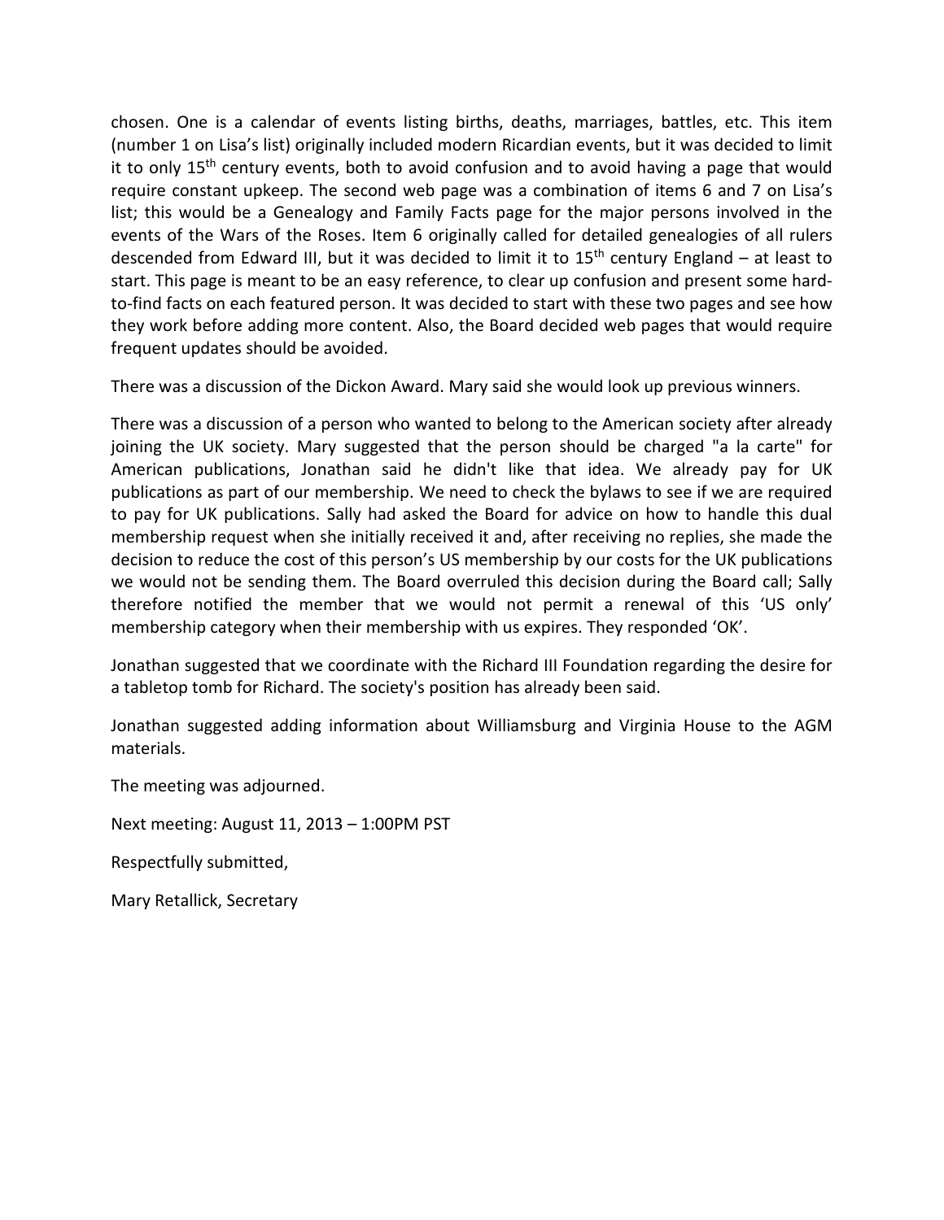chosen. One is a calendar of events listing births, deaths, marriages, battles, etc. This item (number 1 on Lisa's list) originally included modern Ricardian events, but it was decided to limit it to only 15th century events, both to avoid confusion and to avoid having a page that would require constant upkeep. The second web page was a combination of items 6 and 7 on Lisa's list; this would be a Genealogy and Family Facts page for the major persons involved in the events of the Wars of the Roses. Item 6 originally called for detailed genealogies of all rulers descended from Edward III, but it was decided to limit it to 15th century England – at least to start. This page is meant to be an easy reference, to clear up confusion and present some hard-to-find facts on each featured person. It was decided to start with these two pages and see how they work before adding more content. Also, the Board decided web pages that would require frequent updates should be avoided.

There was a discussion of the Dickon Award. Mary said she would look up previous winners.

There was a discussion of a person who wanted to belong to the American society after already joining the UK society. Mary suggested that the person should be charged "a la carte" for American publications, Jonathan said he didn't like that idea. We already pay for UK publications as part of our membership. We need to check the bylaws to see if we are required to pay for UK publications. Sally had asked the Board for advice on how to handle this dual membership request when she initially received it and, after receiving no replies, she made the decision to reduce the cost of this person's US membership by our costs for the UK publications we would not be sending them. The Board overruled this decision during the Board call; Sally therefore notified the member that we would not permit a renewal of this 'US only' membership category when their membership with us expires. They responded 'OK'.

Jonathan suggested that we coordinate with the Richard III Foundation regarding the desire for a tabletop tomb for Richard. The society's position has already been said.

Jonathan suggested adding information about Williamsburg and Virginia House to the AGM materials.

The meeting was adjourned.

Next meeting: August 11, 2013 – 1:00PM PST

Respectfully submitted,

Mary Retallick, Secretary